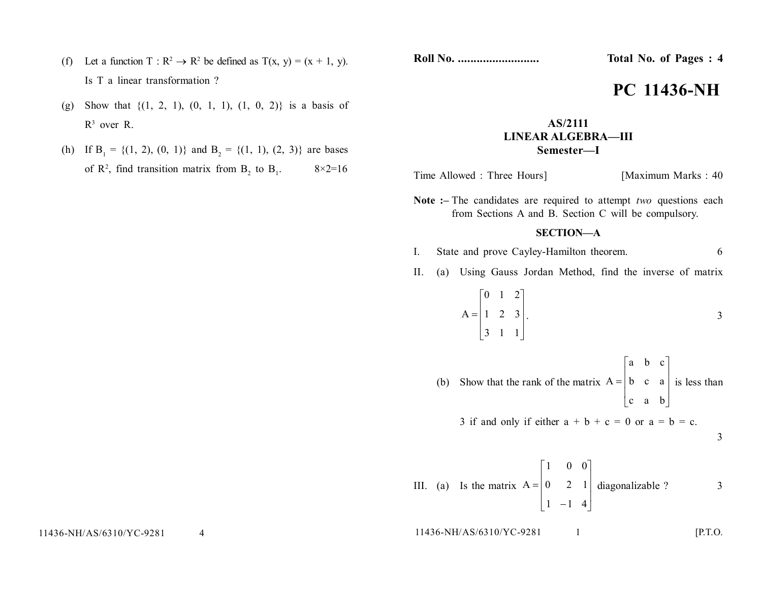Roll No. .......................... **Total No. of Pages : 4**

# PC 11436-NH

## AS/2111
## LINEAR ALGEBRA—III
## Semester—I

Time Allowed : Three Hours] [Maximum Marks : 40

**Note :–** The candidates are required to attempt *two* questions each from Sections A and B. Section C will be compulsory.

### SECTION—A

I. State and prove Cayley-Hamilton theorem. 6

II. (a) Using Gauss Jordan Method, find the inverse of matrix

$$A = \begin{bmatrix} 0 & 1 & 2 \\ 1 & 2 & 3 \\ 3 & 1 & 1 \end{bmatrix}.$$ 3

(b) Show that the rank of the matrix $A = \begin{bmatrix} a & b & c \\ b & c & a \\ c & a & b \end{bmatrix}$ is less than 3 if and only if either $a + b + c = 0$ or $a = b = c$. 3

III. (a) Is the matrix $A = \begin{bmatrix} 1 & 0 & 0 \\ 0 & 2 & 1 \\ 1 & -1 & 4 \end{bmatrix}$ diagonalizable ? 3

(f) Let a function $T : R^2 \to R^2$ be defined as $T(x, y) = (x + 1, y)$. Is T a linear transformation ?

(g) Show that $\{(1, 2, 1), (0, 1, 1), (1, 0, 2)\}$ is a basis of $R^3$ over R.

(h) If $B_1 = \{(1, 2), (0, 1)\}$ and $B_2 = \{(1, 1), (2, 3)\}$ are bases of $R^2$, find transition matrix from $B_2$ to $B_1$. 8×2=16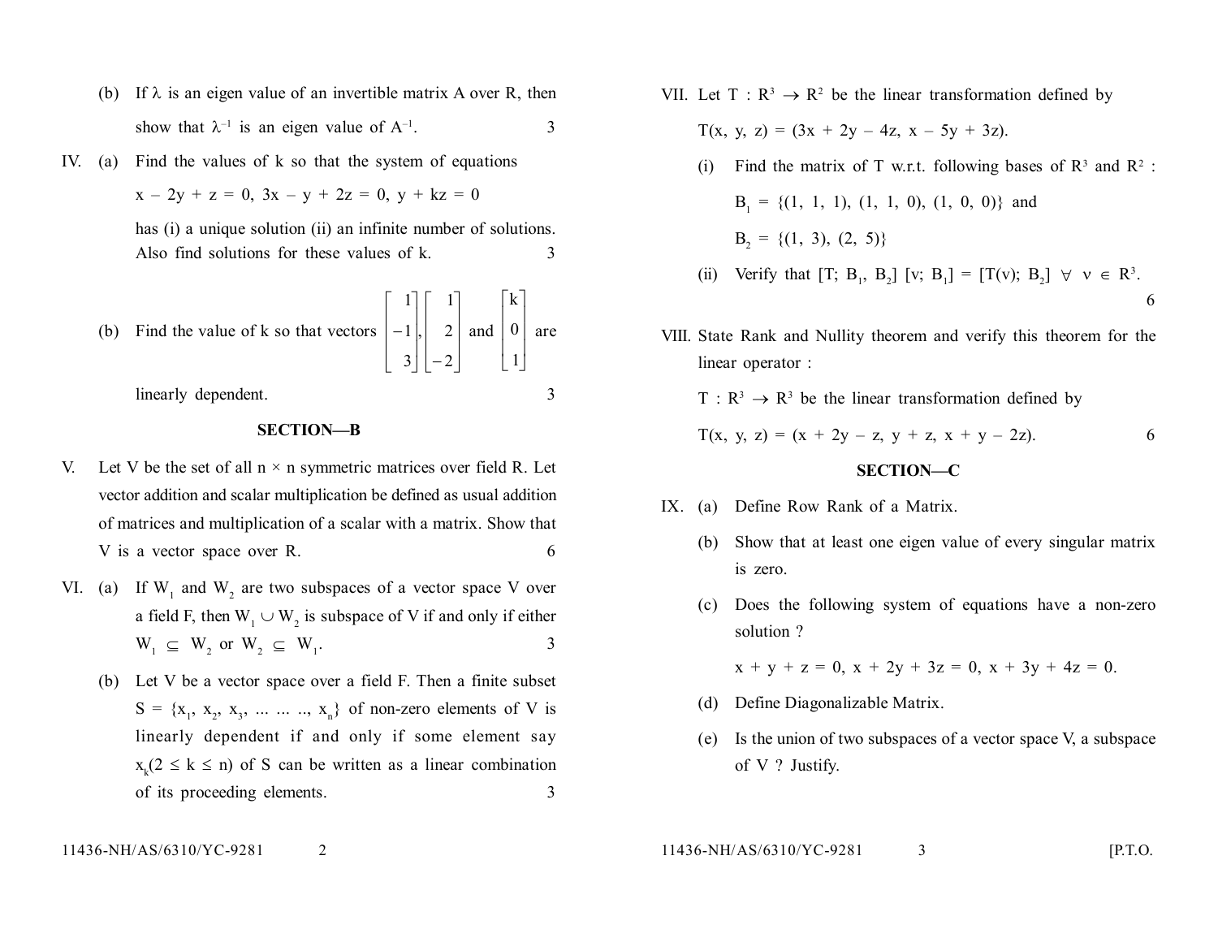(b) If $\lambda$ is an eigen value of an invertible matrix A over R, then show that $\lambda^{-1}$ is an eigen value of $A^{-1}$. 3

IV. (a) Find the values of k so that the system of equations

$x - 2y + z = 0,\ 3x - y + 2z = 0,\ y + kz = 0$

has (i) a unique solution (ii) an infinite number of solutions. Also find solutions for these values of k. 3

(b) Find the value of k so that vectors $\begin{bmatrix} 1 \\ -1 \\ 3 \end{bmatrix}, \begin{bmatrix} 1 \\ 2 \\ -2 \end{bmatrix}$ and $\begin{bmatrix} k \\ 0 \\ 1 \end{bmatrix}$ are linearly dependent. 3

## SECTION—B

V. Let V be the set of all $n \times n$ symmetric matrices over field R. Let vector addition and scalar multiplication be defined as usual addition of matrices and multiplication of a scalar with a matrix. Show that V is a vector space over R. 6

VI. (a) If $W_1$ and $W_2$ are two subspaces of a vector space V over a field F, then $W_1 \cup W_2$ is subspace of V if and only if either $W_1 \subseteq W_2$ or $W_2 \subseteq W_1$. 3

(b) Let V be a vector space over a field F. Then a finite subset $S = \{x_1, x_2, x_3, \ldots \ldots .., x_n\}$ of non-zero elements of V is linearly dependent if and only if some element say $x_k (2 \leq k \leq n)$ of S can be written as a linear combination of its proceeding elements. 3

VII. Let $T : R^3 \to R^2$ be the linear transformation defined by

$T(x, y, z) = (3x + 2y - 4z,\ x - 5y + 3z)$.

(i) Find the matrix of T w.r.t. following bases of $R^3$ and $R^2$ :

$B_1 = \{(1, 1, 1), (1, 1, 0), (1, 0, 0)\}$ and

$B_2 = \{(1, 3), (2, 5)\}$

(ii) Verify that $[T; B_1, B_2]\ [v; B_1] = [T(v); B_2]\ \forall\ v \in R^3$. 6

VIII. State Rank and Nullity theorem and verify this theorem for the linear operator :

$T : R^3 \to R^3$ be the linear transformation defined by

$T(x, y, z) = (x + 2y - z,\ y + z,\ x + y - 2z)$. 6

## SECTION—C

IX. (a) Define Row Rank of a Matrix.

(b) Show that at least one eigen value of every singular matrix is zero.

(c) Does the following system of equations have a non-zero solution ?

$x + y + z = 0,\ x + 2y + 3z = 0,\ x + 3y + 4z = 0.$

(d) Define Diagonalizable Matrix.

(e) Is the union of two subspaces of a vector space V, a subspace of V ? Justify.